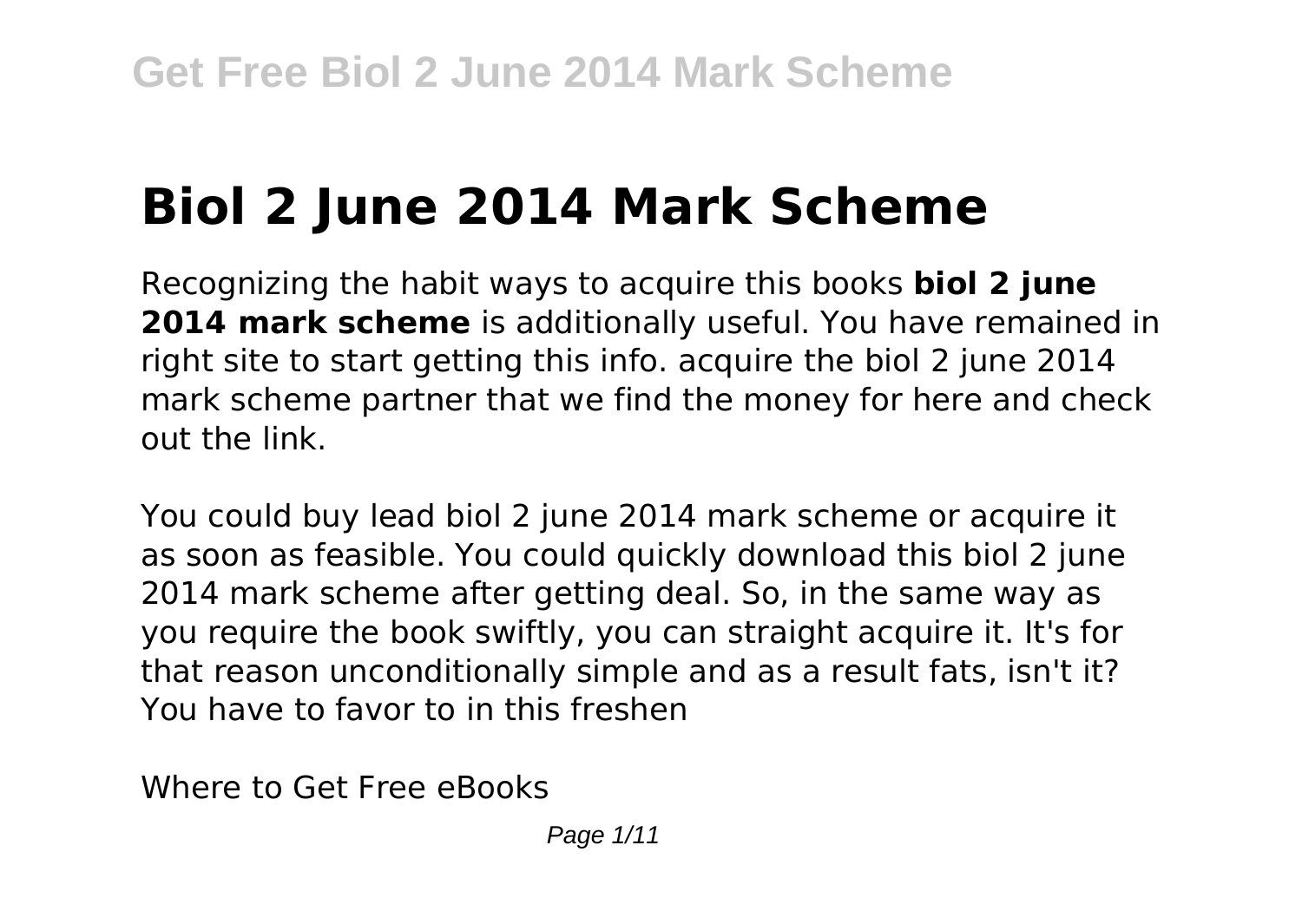# Biol 2 June 2014 Mark Scheme

Recognizing the habit ways to acquire this books **biol 2 june 2014 mark scheme** is additionally useful. You have remained in right site to start getting this info. acquire the biol 2 june 2014 mark scheme partner that we find the money for here and check out the link.

You could buy lead biol 2 june 2014 mark scheme or acquire it as soon as feasible. You could quickly download this biol 2 june 2014 mark scheme after getting deal. So, in the same way as you require the book swiftly, you can straight acquire it. It's for that reason unconditionally simple and as a result fats, isn't it? You have to favor to in this freshen

Where to Get Free eBooks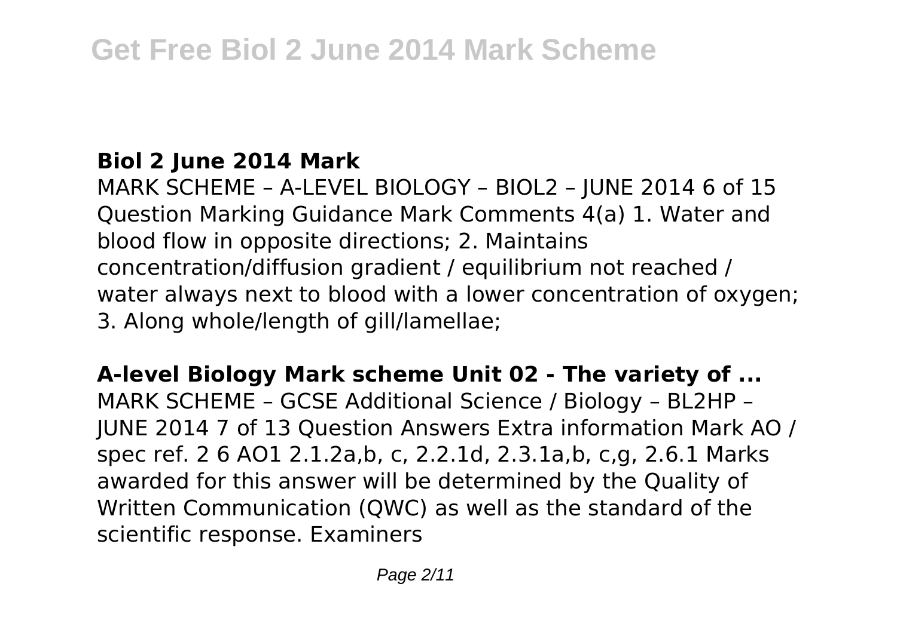## Biol 2 June 2014 Mark

MARK SCHEME – A-LEVEL BIOLOGY – BIOL2 – JUNE 2014 6 of 15 Question Marking Guidance Mark Comments 4(a) 1. Water and blood flow in opposite directions; 2. Maintains concentration/diffusion gradient / equilibrium not reached / water always next to blood with a lower concentration of oxygen; 3. Along whole/length of gill/lamellae;

## A-level Biology Mark scheme Unit 02 - The variety of ...

MARK SCHEME – GCSE Additional Science / Biology – BL2HP – JUNE 2014 7 of 13 Question Answers Extra information Mark AO / spec ref. 2 6 AO1 2.1.2a,b, c, 2.2.1d, 2.3.1a,b, c,g, 2.6.1 Marks awarded for this answer will be determined by the Quality of Written Communication (QWC) as well as the standard of the scientific response. Examiners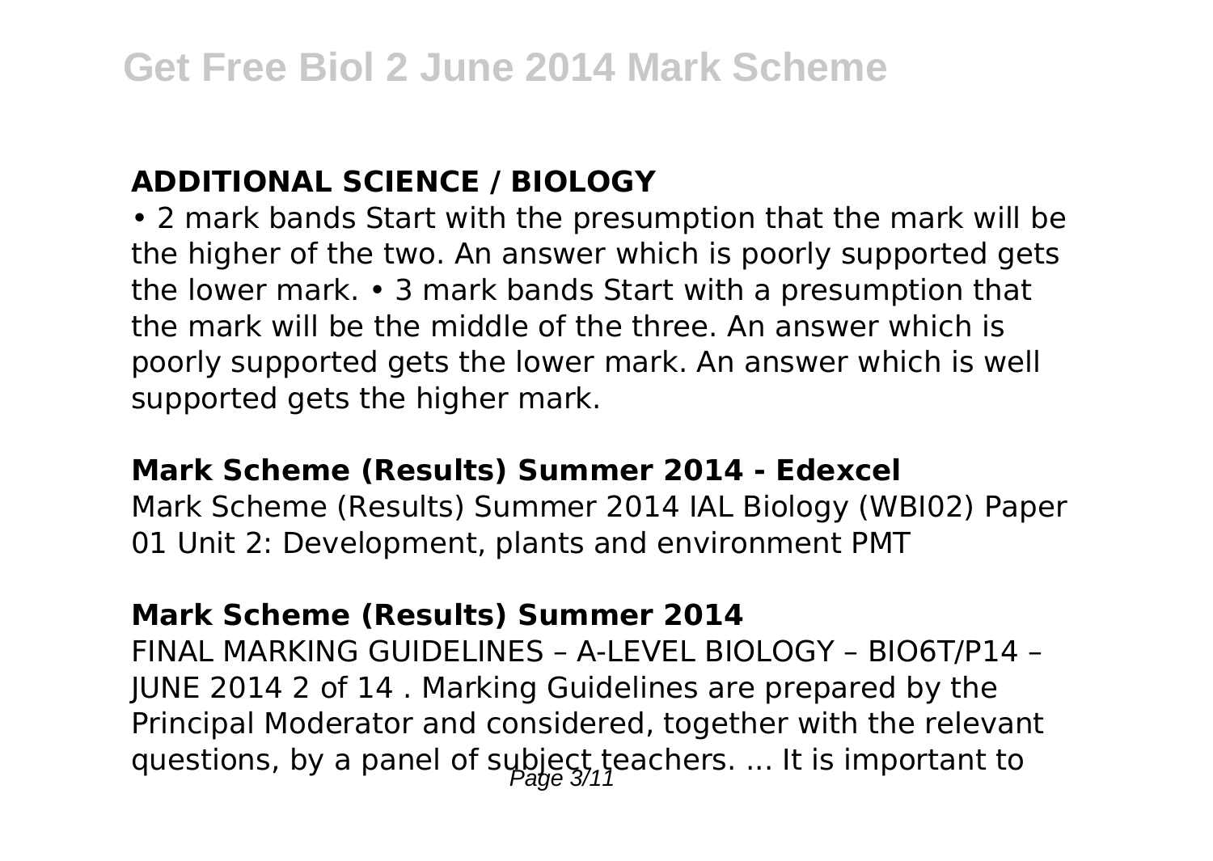### ADDITIONAL SCIENCE / BIOLOGY

• 2 mark bands Start with the presumption that the mark will be the higher of the two. An answer which is poorly supported gets the lower mark. • 3 mark bands Start with a presumption that the mark will be the middle of the three. An answer which is poorly supported gets the lower mark. An answer which is well supported gets the higher mark.

### Mark Scheme (Results) Summer 2014 - Edexcel

Mark Scheme (Results) Summer 2014 IAL Biology (WBI02) Paper 01 Unit 2: Development, plants and environment PMT

### Mark Scheme (Results) Summer 2014

FINAL MARKING GUIDELINES – A-LEVEL BIOLOGY – BIO6T/P14 – JUNE 2014 2 of 14 . Marking Guidelines are prepared by the Principal Moderator and considered, together with the relevant questions, by a panel of subject teachers. ... It is important to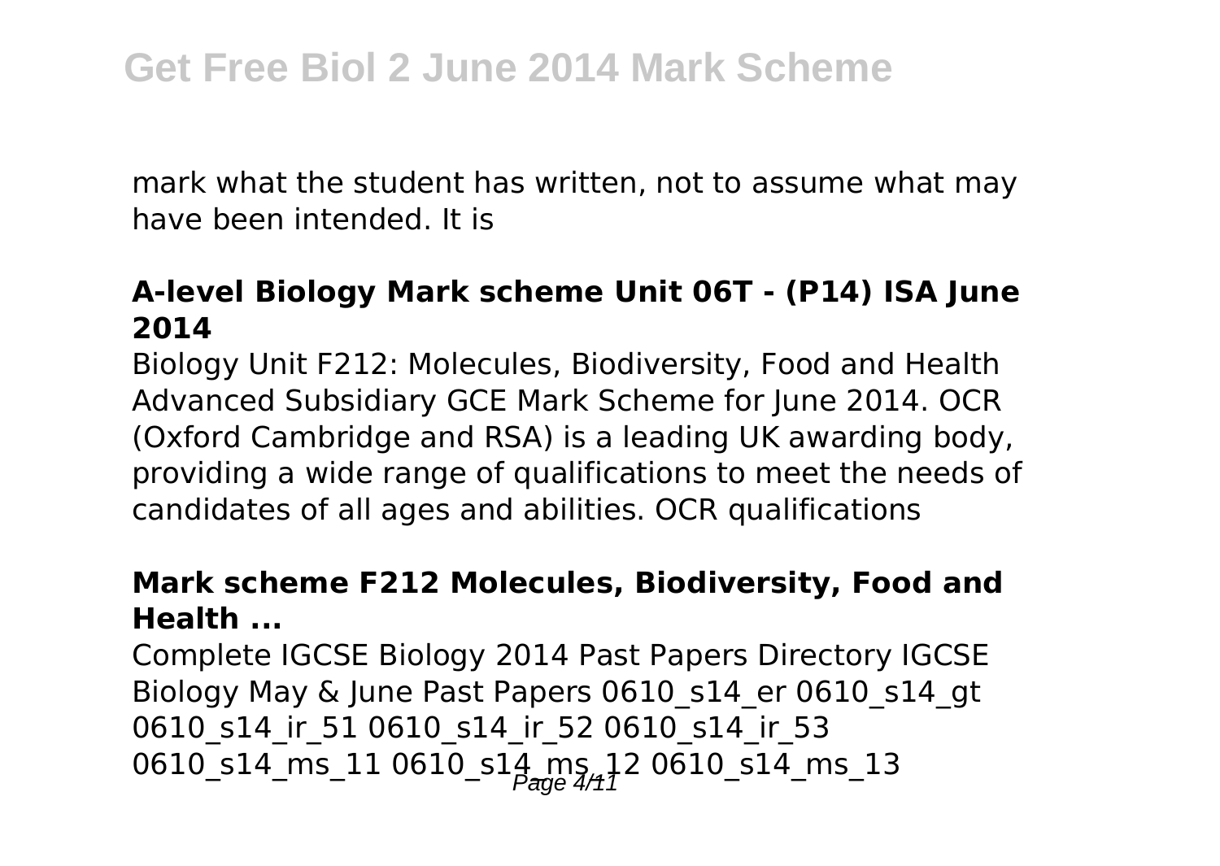mark what the student has written, not to assume what may have been intended. It is

### A-level Biology Mark scheme Unit 06T - (P14) ISA June 2014

Biology Unit F212: Molecules, Biodiversity, Food and Health Advanced Subsidiary GCE Mark Scheme for June 2014. OCR (Oxford Cambridge and RSA) is a leading UK awarding body, providing a wide range of qualifications to meet the needs of candidates of all ages and abilities. OCR qualifications

### Mark scheme F212 Molecules, Biodiversity, Food and Health ...

Complete IGCSE Biology 2014 Past Papers Directory IGCSE Biology May & June Past Papers 0610_s14_er 0610_s14_gt 0610_s14_ir_51 0610_s14_ir_52 0610_s14_ir_53 0610_s14_ms_11 0610_s14_ms_12 0610_s14_ms_13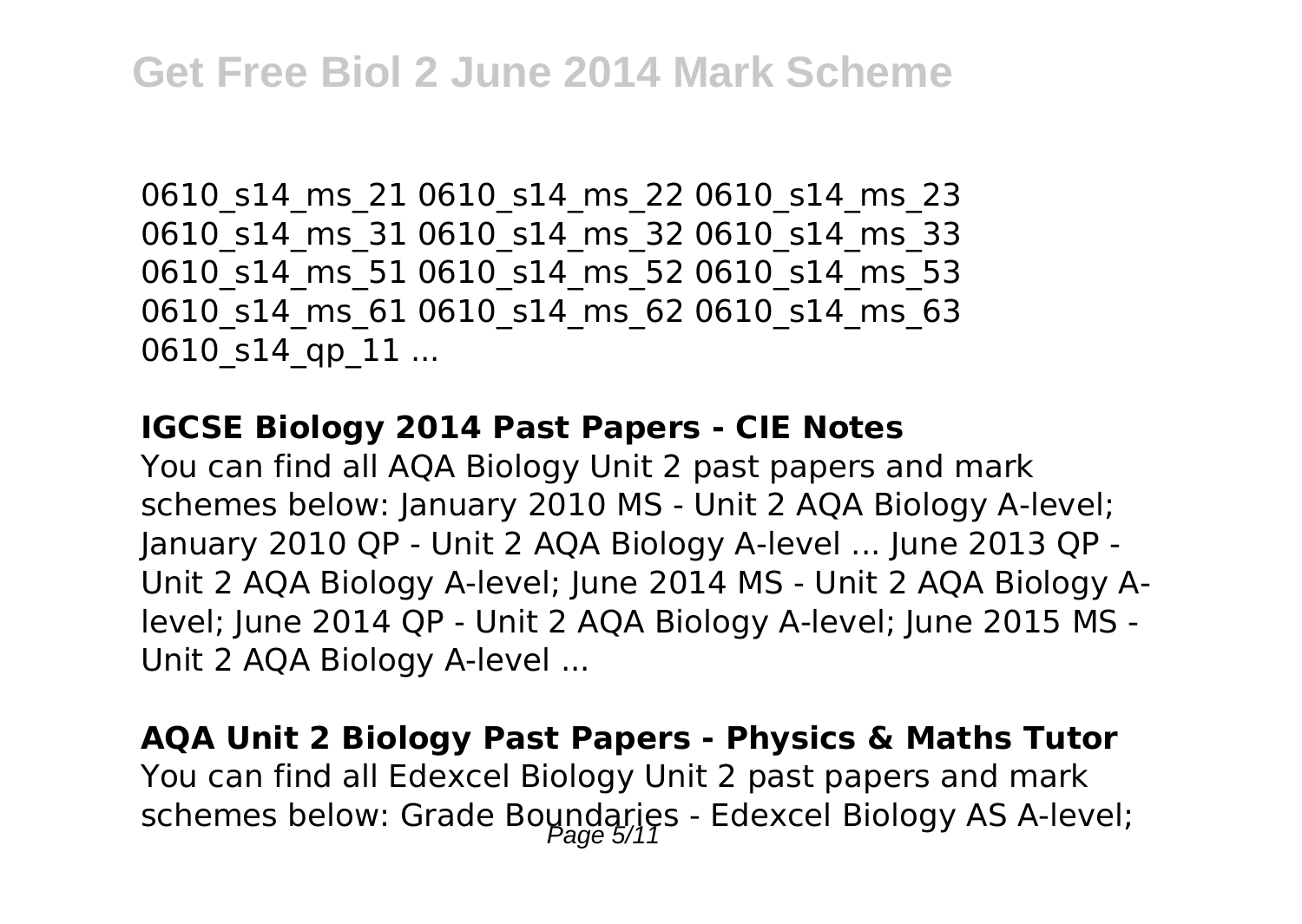0610_s14_ms_21 0610_s14_ms_22 0610_s14_ms_23 0610_s14_ms_31 0610_s14_ms_32 0610_s14_ms_33 0610_s14_ms_51 0610_s14_ms_52 0610_s14_ms_53 0610_s14_ms_61 0610_s14_ms_62 0610_s14_ms_63 0610_s14_qp_11 ...

**IGCSE Biology 2014 Past Papers - CIE Notes**

You can find all AQA Biology Unit 2 past papers and mark schemes below: January 2010 MS - Unit 2 AQA Biology A-level; January 2010 QP - Unit 2 AQA Biology A-level ... June 2013 QP - Unit 2 AQA Biology A-level; June 2014 MS - Unit 2 AQA Biology A-level; June 2014 QP - Unit 2 AQA Biology A-level; June 2015 MS - Unit 2 AQA Biology A-level ...

**AQA Unit 2 Biology Past Papers - Physics & Maths Tutor**

You can find all Edexcel Biology Unit 2 past papers and mark schemes below: Grade Boundaries - Edexcel Biology AS A-level;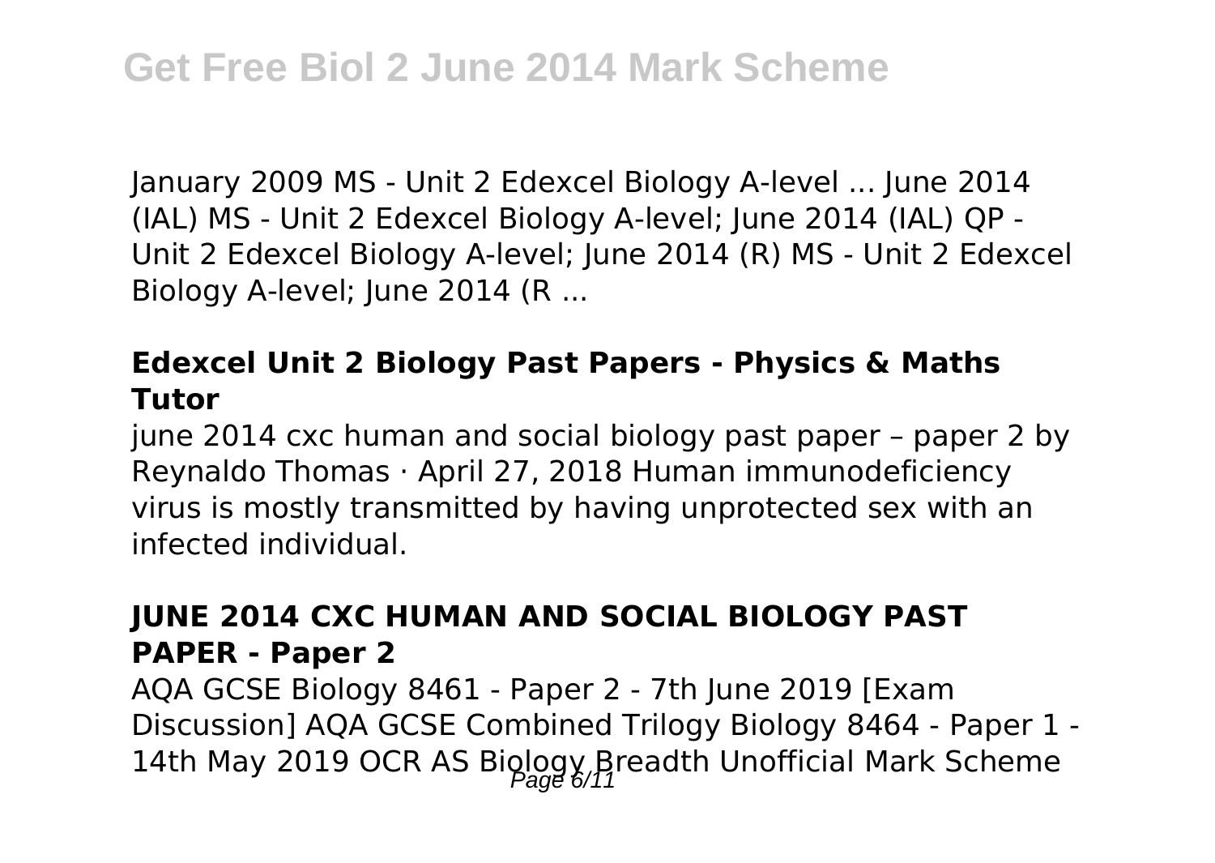January 2009 MS - Unit 2 Edexcel Biology A-level ... June 2014 (IAL) MS - Unit 2 Edexcel Biology A-level; June 2014 (IAL) QP - Unit 2 Edexcel Biology A-level; June 2014 (R) MS - Unit 2 Edexcel Biology A-level; June 2014 (R ...

### Edexcel Unit 2 Biology Past Papers - Physics & Maths Tutor

june 2014 cxc human and social biology past paper – paper 2 by Reynaldo Thomas · April 27, 2018 Human immunodeficiency virus is mostly transmitted by having unprotected sex with an infected individual.

### JUNE 2014 CXC HUMAN AND SOCIAL BIOLOGY PAST PAPER - Paper 2

AQA GCSE Biology 8461 - Paper 2 - 7th June 2019 [Exam Discussion] AQA GCSE Combined Trilogy Biology 8464 - Paper 1 - 14th May 2019 OCR AS Biology Breadth Unofficial Mark Scheme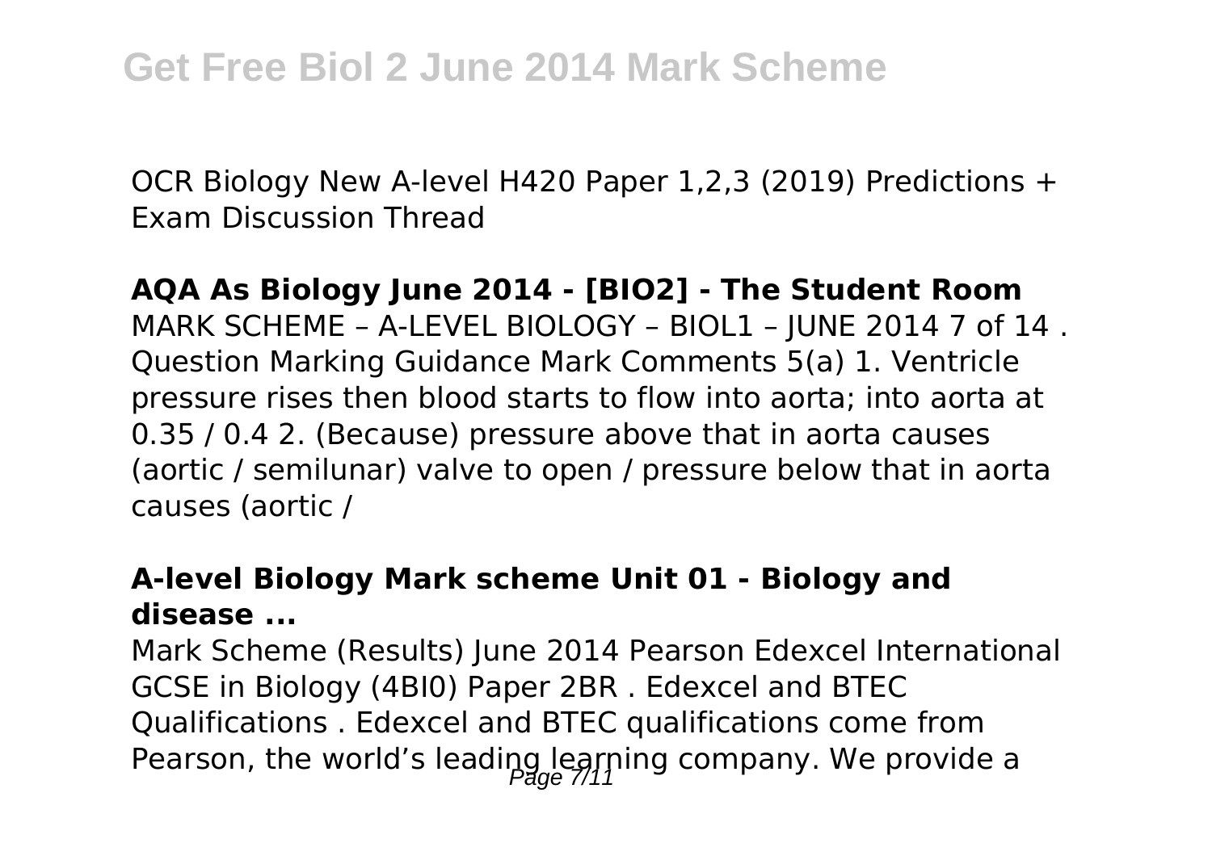OCR Biology New A-level H420 Paper 1,2,3 (2019) Predictions + Exam Discussion Thread

**AQA As Biology June 2014 - [BIO2] - The Student Room**

MARK SCHEME – A-LEVEL BIOLOGY – BIOL1 – JUNE 2014 7 of 14 . Question Marking Guidance Mark Comments 5(a) 1. Ventricle pressure rises then blood starts to flow into aorta; into aorta at 0.35 / 0.4 2. (Because) pressure above that in aorta causes (aortic / semilunar) valve to open / pressure below that in aorta causes (aortic /

**A-level Biology Mark scheme Unit 01 - Biology and disease ...**

Mark Scheme (Results) June 2014 Pearson Edexcel International GCSE in Biology (4BI0) Paper 2BR . Edexcel and BTEC Qualifications . Edexcel and BTEC qualifications come from Pearson, the world's leading learning company. We provide a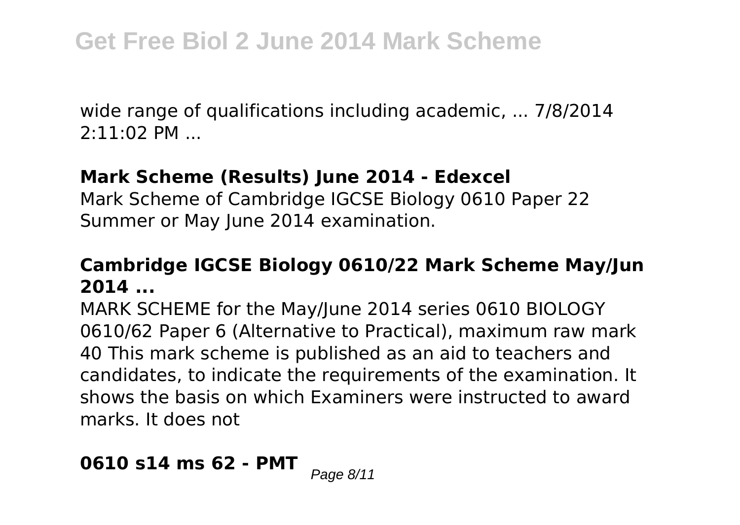wide range of qualifications including academic, ... 7/8/2014 2:11:02 PM ...

**Mark Scheme (Results) June 2014 - Edexcel**

Mark Scheme of Cambridge IGCSE Biology 0610 Paper 22 Summer or May June 2014 examination.

**Cambridge IGCSE Biology 0610/22 Mark Scheme May/Jun 2014 ...**

MARK SCHEME for the May/June 2014 series 0610 BIOLOGY 0610/62 Paper 6 (Alternative to Practical), maximum raw mark 40 This mark scheme is published as an aid to teachers and candidates, to indicate the requirements of the examination. It shows the basis on which Examiners were instructed to award marks. It does not

**0610 s14 ms 62 - PMT**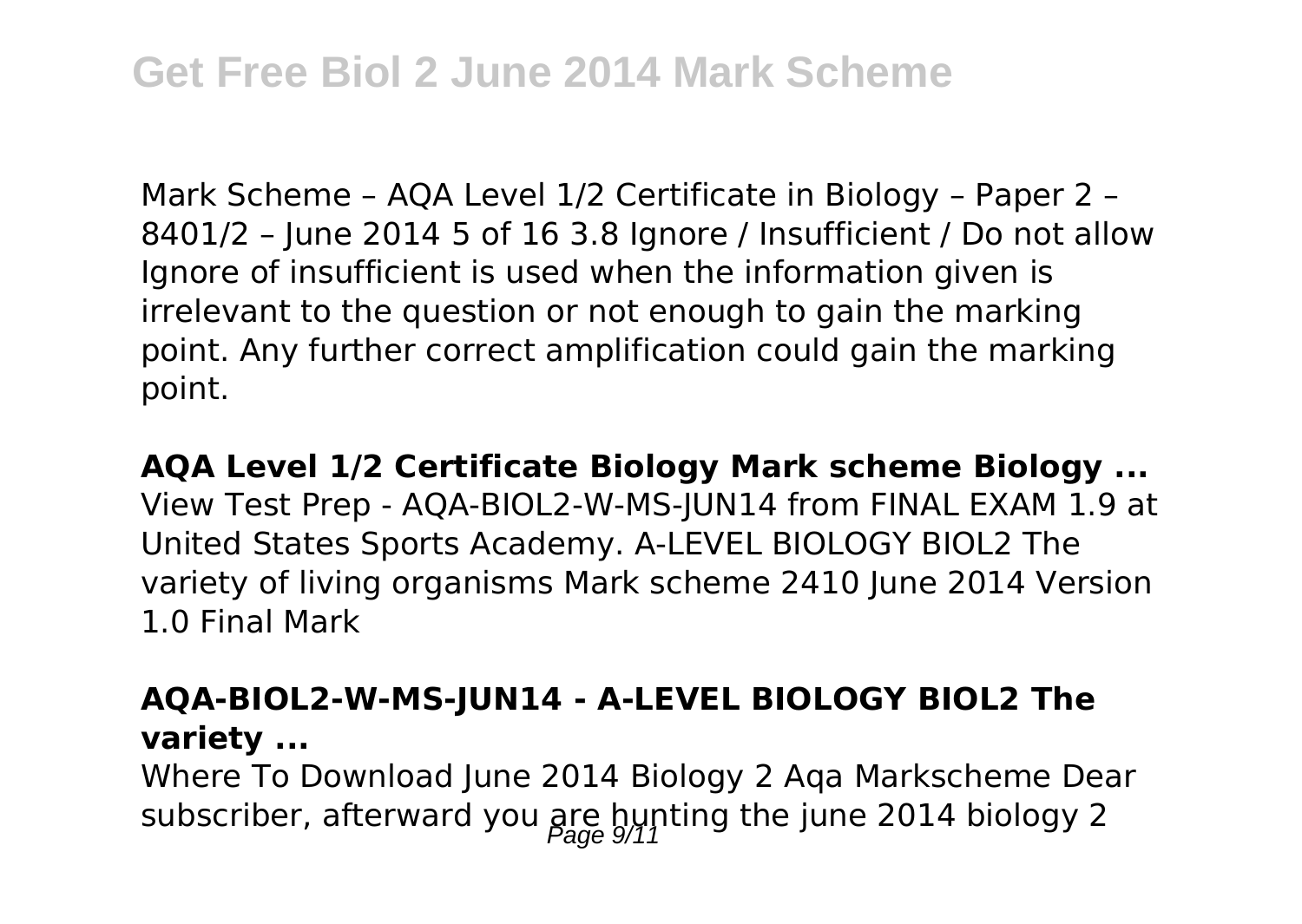Mark Scheme – AQA Level 1/2 Certificate in Biology – Paper 2 – 8401/2 – June 2014 5 of 16 3.8 Ignore / Insufficient / Do not allow Ignore of insufficient is used when the information given is irrelevant to the question or not enough to gain the marking point. Any further correct amplification could gain the marking point.

**AQA Level 1/2 Certificate Biology Mark scheme Biology ...**
View Test Prep - AQA-BIOL2-W-MS-JUN14 from FINAL EXAM 1.9 at United States Sports Academy. A-LEVEL BIOLOGY BIOL2 The variety of living organisms Mark scheme 2410 June 2014 Version 1.0 Final Mark

### AQA-BIOL2-W-MS-JUN14 - A-LEVEL BIOLOGY BIOL2 The variety ...

Where To Download June 2014 Biology 2 Aqa Markscheme Dear subscriber, afterward you are hunting the june 2014 biology 2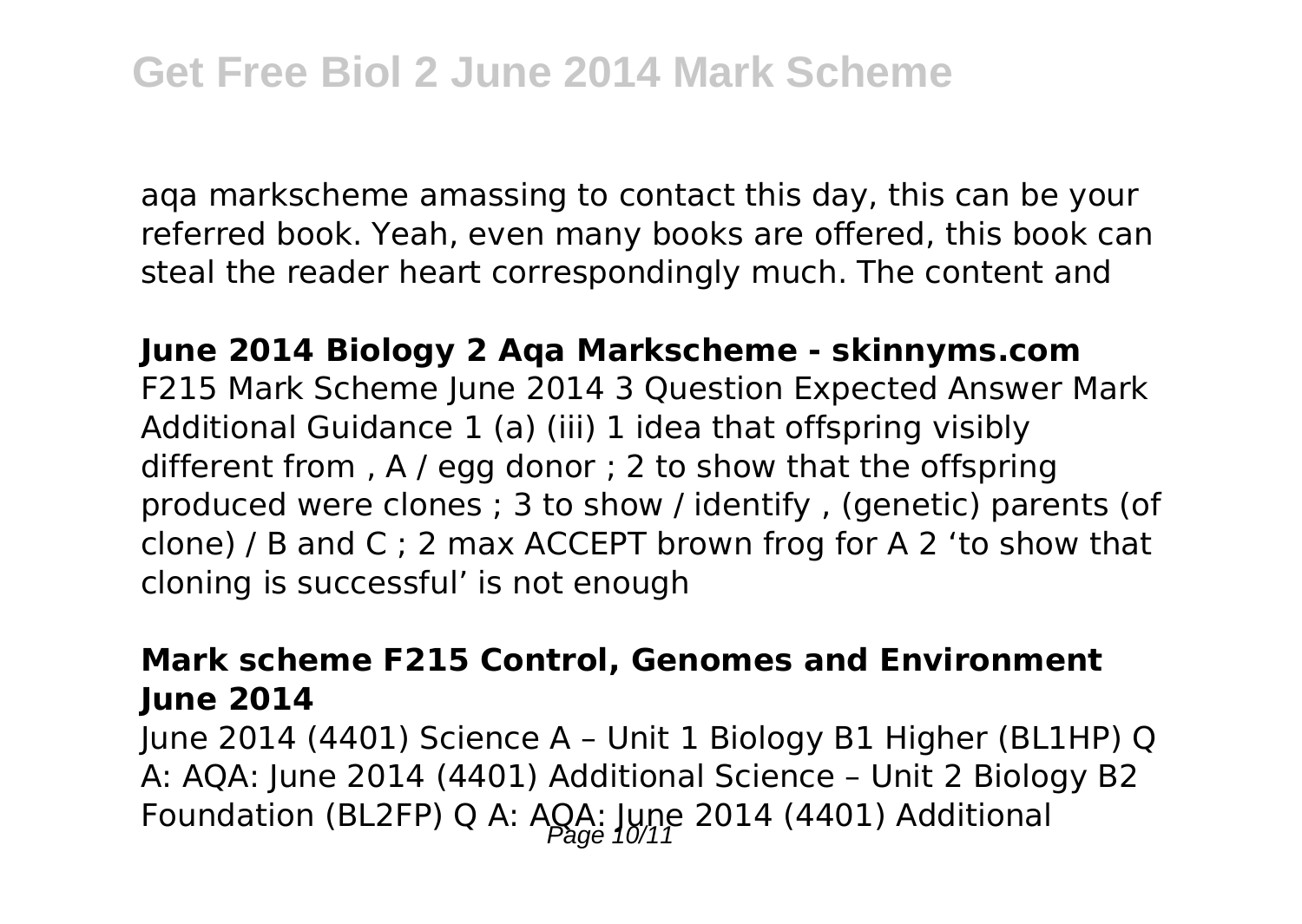aqa markscheme amassing to contact this day, this can be your referred book. Yeah, even many books are offered, this book can steal the reader heart correspondingly much. The content and

**June 2014 Biology 2 Aqa Markscheme - skinnyms.com**

F215 Mark Scheme June 2014 3 Question Expected Answer Mark Additional Guidance 1 (a) (iii) 1 idea that offspring visibly different from , A / egg donor ; 2 to show that the offspring produced were clones ; 3 to show / identify , (genetic) parents (of clone) / B and C ; 2 max ACCEPT brown frog for A 2 'to show that cloning is successful' is not enough

**Mark scheme F215 Control, Genomes and Environment June 2014**

June 2014 (4401) Science A – Unit 1 Biology B1 Higher (BL1HP) Q A: AQA: June 2014 (4401) Additional Science – Unit 2 Biology B2 Foundation (BL2FP) Q A: AQA: June 2014 (4401) Additional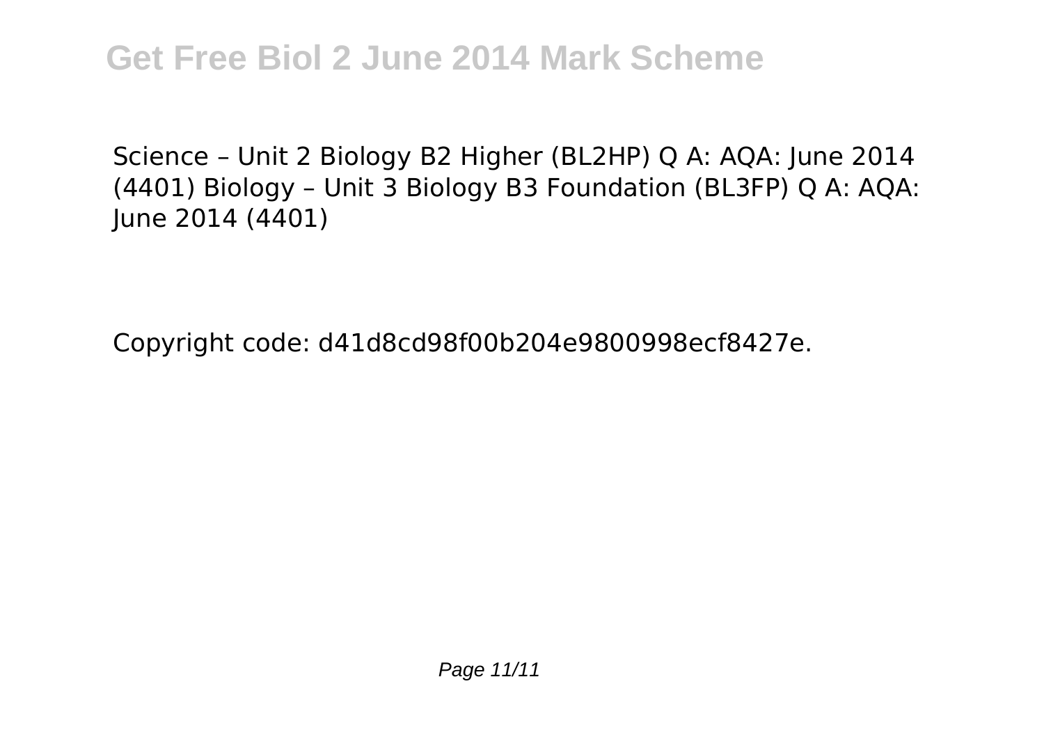Science – Unit 2 Biology B2 Higher (BL2HP) Q A: AQA: June 2014 (4401) Biology – Unit 3 Biology B3 Foundation (BL3FP) Q A: AQA: June 2014 (4401)

Copyright code: d41d8cd98f00b204e9800998ecf8427e.